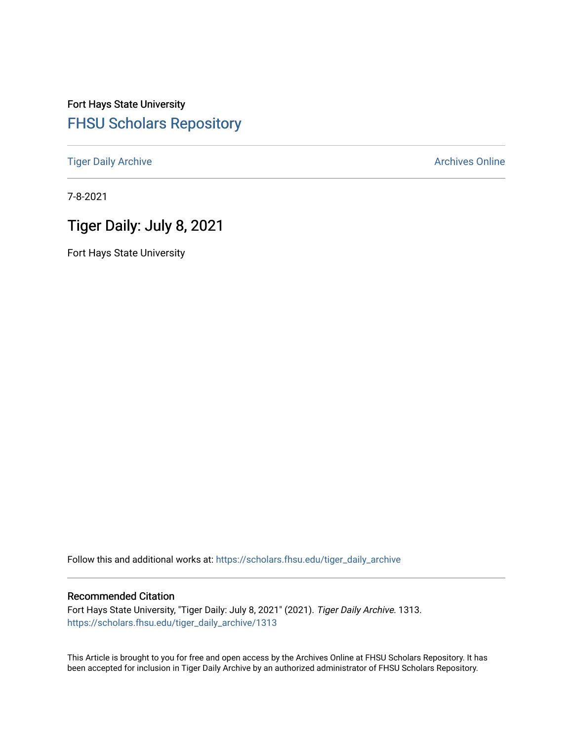Fort Hays State University

# FHSU Scholars Repository

Tiger Daily Archive

Archives Online

7-8-2021

## Tiger Daily: July 8, 2021

Fort Hays State University

Follow this and additional works at: https://scholars.fhsu.edu/tiger_daily_archive

### Recommended Citation

Fort Hays State University, "Tiger Daily: July 8, 2021" (2021). *Tiger Daily Archive*. 1313.
https://scholars.fhsu.edu/tiger_daily_archive/1313

This Article is brought to you for free and open access by the Archives Online at FHSU Scholars Repository. It has been accepted for inclusion in Tiger Daily Archive by an authorized administrator of FHSU Scholars Repository.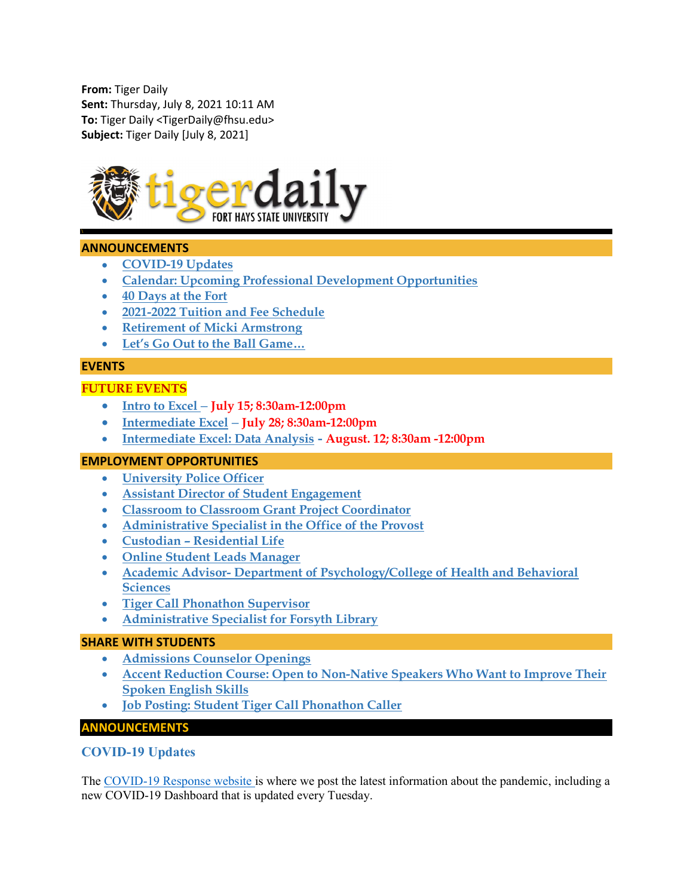**From:** Tiger Daily
**Sent:** Thursday, July 8, 2021 10:11 AM
**To:** Tiger Daily <TigerDaily@fhsu.edu>
**Subject:** Tiger Daily [July 8, 2021]

tigerdaily FORT HAYS STATE UNIVERSITY

## ANNOUNCEMENTS

- COVID-19 Updates
- Calendar: Upcoming Professional Development Opportunities
- 40 Days at the Fort
- 2021-2022 Tuition and Fee Schedule
- Retirement of Micki Armstrong
- Let's Go Out to the Ball Game…

## EVENTS

### FUTURE EVENTS

- Intro to Excel – **July 15; 8:30am-12:00pm**
- Intermediate Excel – **July 28; 8:30am-12:00pm**
- Intermediate Excel: Data Analysis - **August. 12; 8:30am -12:00pm**

## EMPLOYMENT OPPORTUNITIES

- University Police Officer
- Assistant Director of Student Engagement
- Classroom to Classroom Grant Project Coordinator
- Administrative Specialist in the Office of the Provost
- Custodian – Residential Life
- Online Student Leads Manager
- Academic Advisor- Department of Psychology/College of Health and Behavioral Sciences
- Tiger Call Phonathon Supervisor
- Administrative Specialist for Forsyth Library

## SHARE WITH STUDENTS

- Admissions Counselor Openings
- Accent Reduction Course: Open to Non-Native Speakers Who Want to Improve Their Spoken English Skills
- Job Posting: Student Tiger Call Phonathon Caller

## ANNOUNCEMENTS

### COVID-19 Updates

The COVID-19 Response website is where we post the latest information about the pandemic, including a new COVID-19 Dashboard that is updated every Tuesday.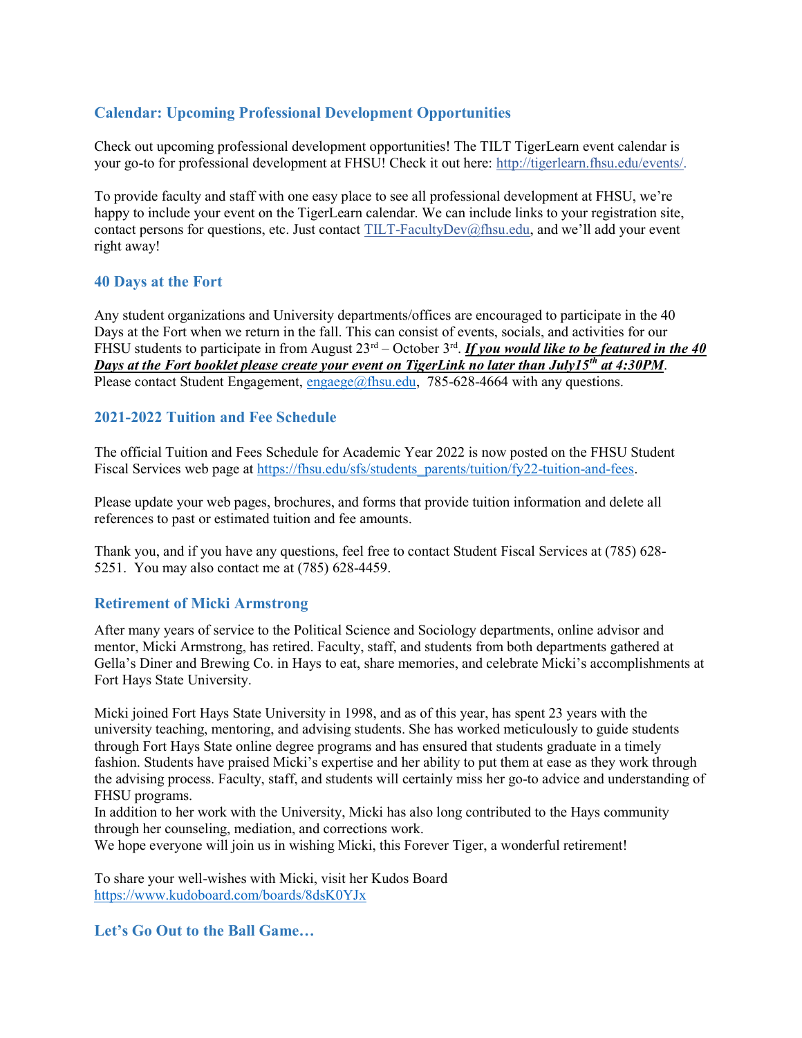### Calendar: Upcoming Professional Development Opportunities

Check out upcoming professional development opportunities! The TILT TigerLearn event calendar is your go-to for professional development at FHSU! Check it out here: http://tigerlearn.fhsu.edu/events/.

To provide faculty and staff with one easy place to see all professional development at FHSU, we're happy to include your event on the TigerLearn calendar. We can include links to your registration site, contact persons for questions, etc. Just contact TILT-FacultyDev@fhsu.edu, and we'll add your event right away!

### 40 Days at the Fort

Any student organizations and University departments/offices are encouraged to participate in the 40 Days at the Fort when we return in the fall. This can consist of events, socials, and activities for our FHSU students to participate in from August 23rd – October 3rd. ***If you would like to be featured in the 40 Days at the Fort booklet please create your event on TigerLink no later than July15th at 4:30PM***. Please contact Student Engagement, engaege@fhsu.edu, 785-628-4664 with any questions.

### 2021-2022 Tuition and Fee Schedule

The official Tuition and Fees Schedule for Academic Year 2022 is now posted on the FHSU Student Fiscal Services web page at https://fhsu.edu/sfs/students_parents/tuition/fy22-tuition-and-fees.

Please update your web pages, brochures, and forms that provide tuition information and delete all references to past or estimated tuition and fee amounts.

Thank you, and if you have any questions, feel free to contact Student Fiscal Services at (785) 628-5251. You may also contact me at (785) 628-4459.

### Retirement of Micki Armstrong

After many years of service to the Political Science and Sociology departments, online advisor and mentor, Micki Armstrong, has retired. Faculty, staff, and students from both departments gathered at Gella's Diner and Brewing Co. in Hays to eat, share memories, and celebrate Micki's accomplishments at Fort Hays State University.

Micki joined Fort Hays State University in 1998, and as of this year, has spent 23 years with the university teaching, mentoring, and advising students. She has worked meticulously to guide students through Fort Hays State online degree programs and has ensured that students graduate in a timely fashion. Students have praised Micki's expertise and her ability to put them at ease as they work through the advising process. Faculty, staff, and students will certainly miss her go-to advice and understanding of FHSU programs.
In addition to her work with the University, Micki has also long contributed to the Hays community through her counseling, mediation, and corrections work.
We hope everyone will join us in wishing Micki, this Forever Tiger, a wonderful retirement!

To share your well-wishes with Micki, visit her Kudos Board https://www.kudoboard.com/boards/8dsK0YJx

### Let's Go Out to the Ball Game…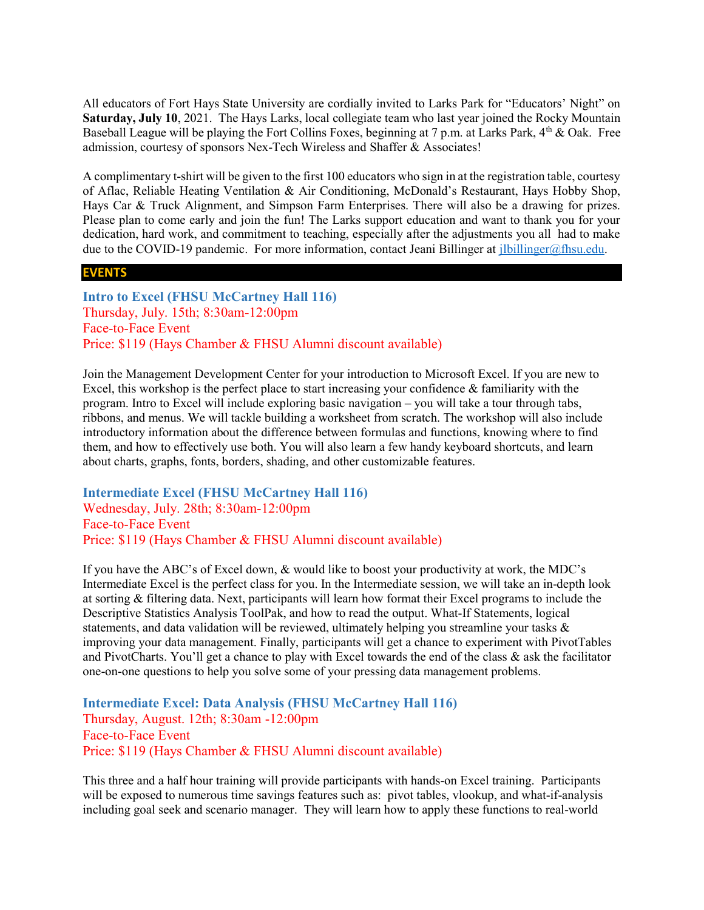All educators of Fort Hays State University are cordially invited to Larks Park for "Educators' Night" on **Saturday, July 10**, 2021. The Hays Larks, local collegiate team who last year joined the Rocky Mountain Baseball League will be playing the Fort Collins Foxes, beginning at 7 p.m. at Larks Park, 4th & Oak. Free admission, courtesy of sponsors Nex-Tech Wireless and Shaffer & Associates!

A complimentary t-shirt will be given to the first 100 educators who sign in at the registration table, courtesy of Aflac, Reliable Heating Ventilation & Air Conditioning, McDonald's Restaurant, Hays Hobby Shop, Hays Car & Truck Alignment, and Simpson Farm Enterprises. There will also be a drawing for prizes. Please plan to come early and join the fun! The Larks support education and want to thank you for your dedication, hard work, and commitment to teaching, especially after the adjustments you all had to make due to the COVID-19 pandemic. For more information, contact Jeani Billinger at jlbillinger@fhsu.edu.

## EVENTS

### Intro to Excel (FHSU McCartney Hall 116)

Thursday, July. 15th; 8:30am-12:00pm
Face-to-Face Event
Price: $119 (Hays Chamber & FHSU Alumni discount available)

Join the Management Development Center for your introduction to Microsoft Excel. If you are new to Excel, this workshop is the perfect place to start increasing your confidence & familiarity with the program. Intro to Excel will include exploring basic navigation – you will take a tour through tabs, ribbons, and menus. We will tackle building a worksheet from scratch. The workshop will also include introductory information about the difference between formulas and functions, knowing where to find them, and how to effectively use both. You will also learn a few handy keyboard shortcuts, and learn about charts, graphs, fonts, borders, shading, and other customizable features.

### Intermediate Excel (FHSU McCartney Hall 116)

Wednesday, July. 28th; 8:30am-12:00pm
Face-to-Face Event
Price: $119 (Hays Chamber & FHSU Alumni discount available)

If you have the ABC's of Excel down, & would like to boost your productivity at work, the MDC's Intermediate Excel is the perfect class for you. In the Intermediate session, we will take an in-depth look at sorting & filtering data. Next, participants will learn how format their Excel programs to include the Descriptive Statistics Analysis ToolPak, and how to read the output. What-If Statements, logical statements, and data validation will be reviewed, ultimately helping you streamline your tasks & improving your data management. Finally, participants will get a chance to experiment with PivotTables and PivotCharts. You'll get a chance to play with Excel towards the end of the class & ask the facilitator one-on-one questions to help you solve some of your pressing data management problems.

### Intermediate Excel: Data Analysis (FHSU McCartney Hall 116)

Thursday, August. 12th; 8:30am -12:00pm
Face-to-Face Event
Price: $119 (Hays Chamber & FHSU Alumni discount available)

This three and a half hour training will provide participants with hands-on Excel training. Participants will be exposed to numerous time savings features such as: pivot tables, vlookup, and what-if-analysis including goal seek and scenario manager. They will learn how to apply these functions to real-world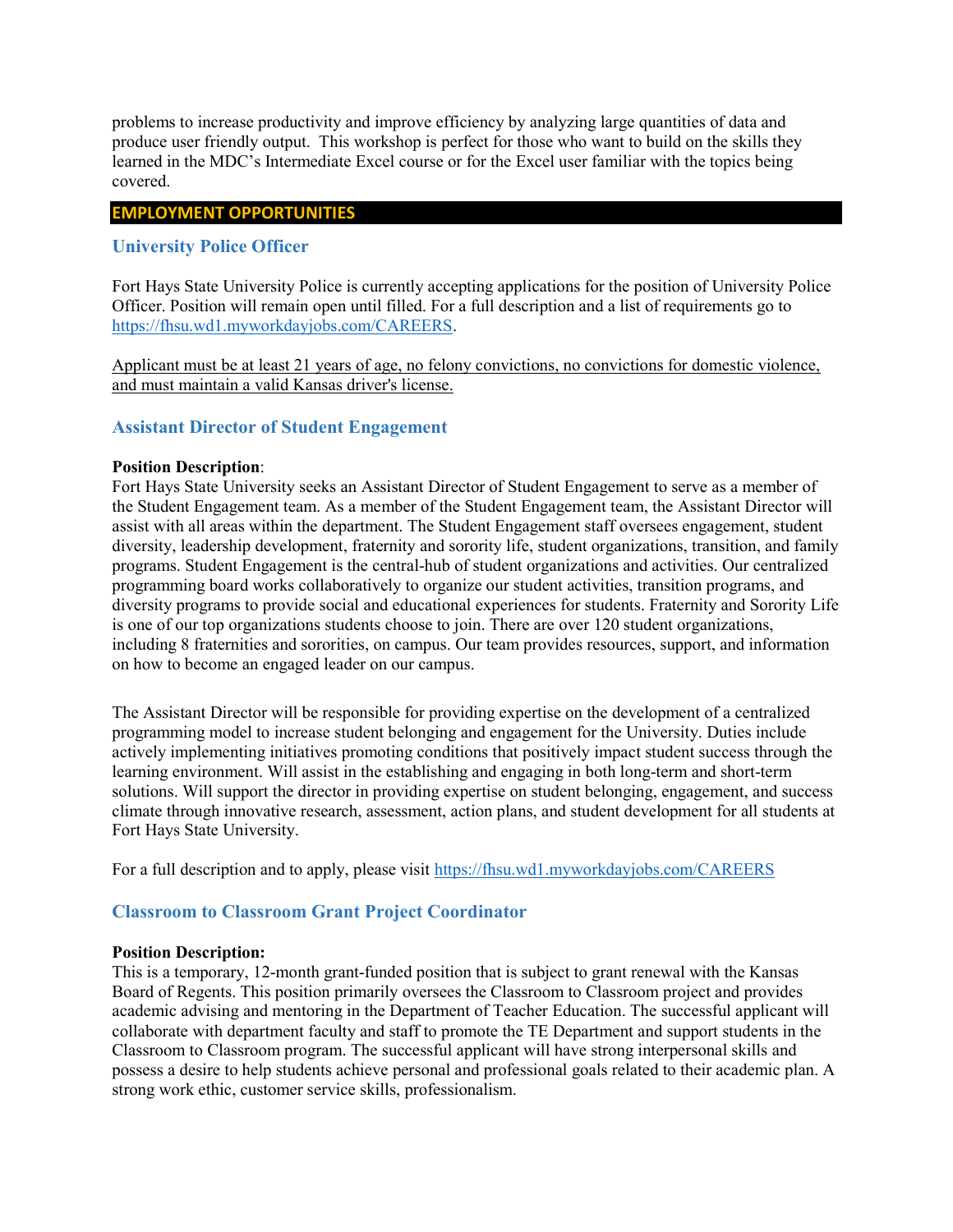problems to increase productivity and improve efficiency by analyzing large quantities of data and produce user friendly output. This workshop is perfect for those who want to build on the skills they learned in the MDC's Intermediate Excel course or for the Excel user familiar with the topics being covered.

## EMPLOYMENT OPPORTUNITIES

### University Police Officer

Fort Hays State University Police is currently accepting applications for the position of University Police Officer. Position will remain open until filled. For a full description and a list of requirements go to https://fhsu.wd1.myworkdayjobs.com/CAREERS.

Applicant must be at least 21 years of age, no felony convictions, no convictions for domestic violence, and must maintain a valid Kansas driver's license.

### Assistant Director of Student Engagement

**Position Description**:
Fort Hays State University seeks an Assistant Director of Student Engagement to serve as a member of the Student Engagement team. As a member of the Student Engagement team, the Assistant Director will assist with all areas within the department. The Student Engagement staff oversees engagement, student diversity, leadership development, fraternity and sorority life, student organizations, transition, and family programs. Student Engagement is the central-hub of student organizations and activities. Our centralized programming board works collaboratively to organize our student activities, transition programs, and diversity programs to provide social and educational experiences for students. Fraternity and Sorority Life is one of our top organizations students choose to join. There are over 120 student organizations, including 8 fraternities and sororities, on campus. Our team provides resources, support, and information on how to become an engaged leader on our campus.

The Assistant Director will be responsible for providing expertise on the development of a centralized programming model to increase student belonging and engagement for the University. Duties include actively implementing initiatives promoting conditions that positively impact student success through the learning environment. Will assist in the establishing and engaging in both long-term and short-term solutions. Will support the director in providing expertise on student belonging, engagement, and success climate through innovative research, assessment, action plans, and student development for all students at Fort Hays State University.

For a full description and to apply, please visit https://fhsu.wd1.myworkdayjobs.com/CAREERS

### Classroom to Classroom Grant Project Coordinator

**Position Description:**
This is a temporary, 12-month grant-funded position that is subject to grant renewal with the Kansas Board of Regents. This position primarily oversees the Classroom to Classroom project and provides academic advising and mentoring in the Department of Teacher Education. The successful applicant will collaborate with department faculty and staff to promote the TE Department and support students in the Classroom to Classroom program. The successful applicant will have strong interpersonal skills and possess a desire to help students achieve personal and professional goals related to their academic plan. A strong work ethic, customer service skills, professionalism.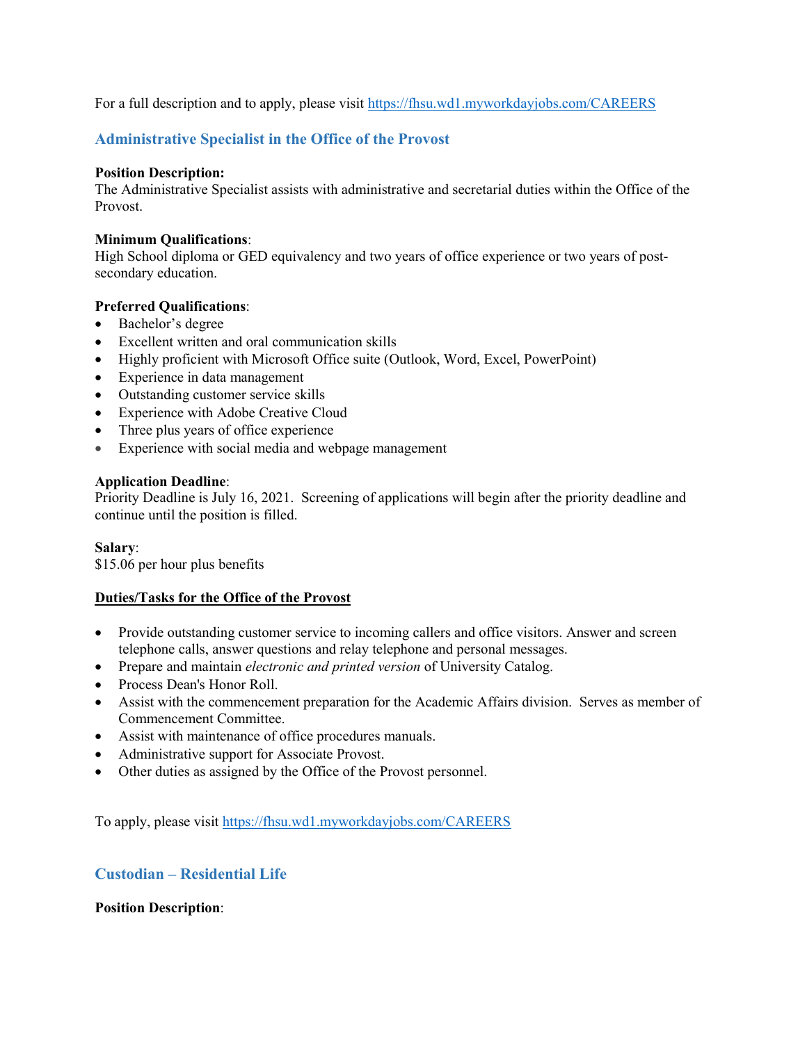For a full description and to apply, please visit https://fhsu.wd1.myworkdayjobs.com/CAREERS

## Administrative Specialist in the Office of the Provost

**Position Description:**
The Administrative Specialist assists with administrative and secretarial duties within the Office of the Provost.

**Minimum Qualifications**:
High School diploma or GED equivalency and two years of office experience or two years of post-secondary education.

**Preferred Qualifications**:
- Bachelor's degree
- Excellent written and oral communication skills
- Highly proficient with Microsoft Office suite (Outlook, Word, Excel, PowerPoint)
- Experience in data management
- Outstanding customer service skills
- Experience with Adobe Creative Cloud
- Three plus years of office experience
- Experience with social media and webpage management

**Application Deadline**:
Priority Deadline is July 16, 2021. Screening of applications will begin after the priority deadline and continue until the position is filled.

**Salary**:
$15.06 per hour plus benefits

**Duties/Tasks for the Office of the Provost**

- Provide outstanding customer service to incoming callers and office visitors. Answer and screen telephone calls, answer questions and relay telephone and personal messages.
- Prepare and maintain *electronic and printed version* of University Catalog.
- Process Dean's Honor Roll.
- Assist with the commencement preparation for the Academic Affairs division. Serves as member of Commencement Committee.
- Assist with maintenance of office procedures manuals.
- Administrative support for Associate Provost.
- Other duties as assigned by the Office of the Provost personnel.

To apply, please visit https://fhsu.wd1.myworkdayjobs.com/CAREERS

## Custodian – Residential Life

**Position Description**: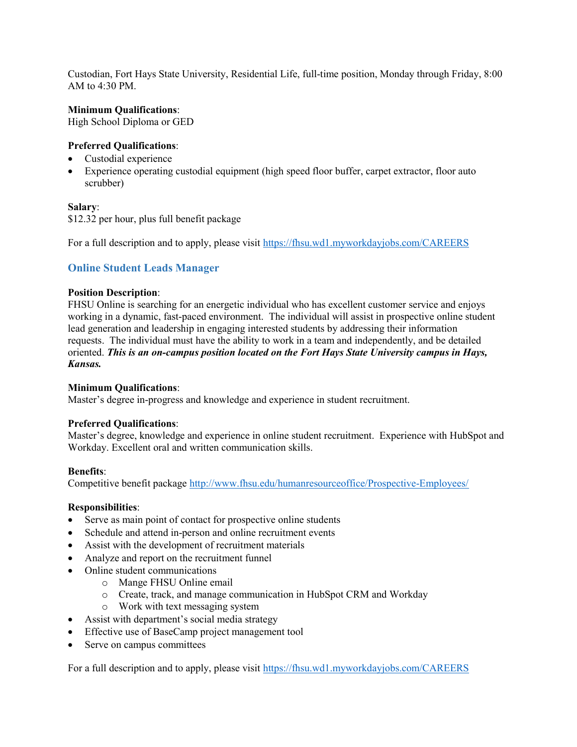Custodian, Fort Hays State University, Residential Life, full-time position, Monday through Friday, 8:00 AM to 4:30 PM.

**Minimum Qualifications**:
High School Diploma or GED

**Preferred Qualifications**:

- Custodial experience
- Experience operating custodial equipment (high speed floor buffer, carpet extractor, floor auto scrubber)

**Salary**:
$12.32 per hour, plus full benefit package

For a full description and to apply, please visit https://fhsu.wd1.myworkdayjobs.com/CAREERS

## Online Student Leads Manager

**Position Description**:
FHSU Online is searching for an energetic individual who has excellent customer service and enjoys working in a dynamic, fast-paced environment. The individual will assist in prospective online student lead generation and leadership in engaging interested students by addressing their information requests. The individual must have the ability to work in a team and independently, and be detailed oriented. ***This is an on-campus position located on the Fort Hays State University campus in Hays, Kansas.***

**Minimum Qualifications**:
Master's degree in-progress and knowledge and experience in student recruitment.

**Preferred Qualifications**:
Master's degree, knowledge and experience in online student recruitment. Experience with HubSpot and Workday. Excellent oral and written communication skills.

**Benefits**:
Competitive benefit package http://www.fhsu.edu/humanresourceoffice/Prospective-Employees/

**Responsibilities**:

- Serve as main point of contact for prospective online students
- Schedule and attend in-person and online recruitment events
- Assist with the development of recruitment materials
- Analyze and report on the recruitment funnel
- Online student communications
    - Mange FHSU Online email
    - Create, track, and manage communication in HubSpot CRM and Workday
    - Work with text messaging system
- Assist with department's social media strategy
- Effective use of BaseCamp project management tool
- Serve on campus committees

For a full description and to apply, please visit https://fhsu.wd1.myworkdayjobs.com/CAREERS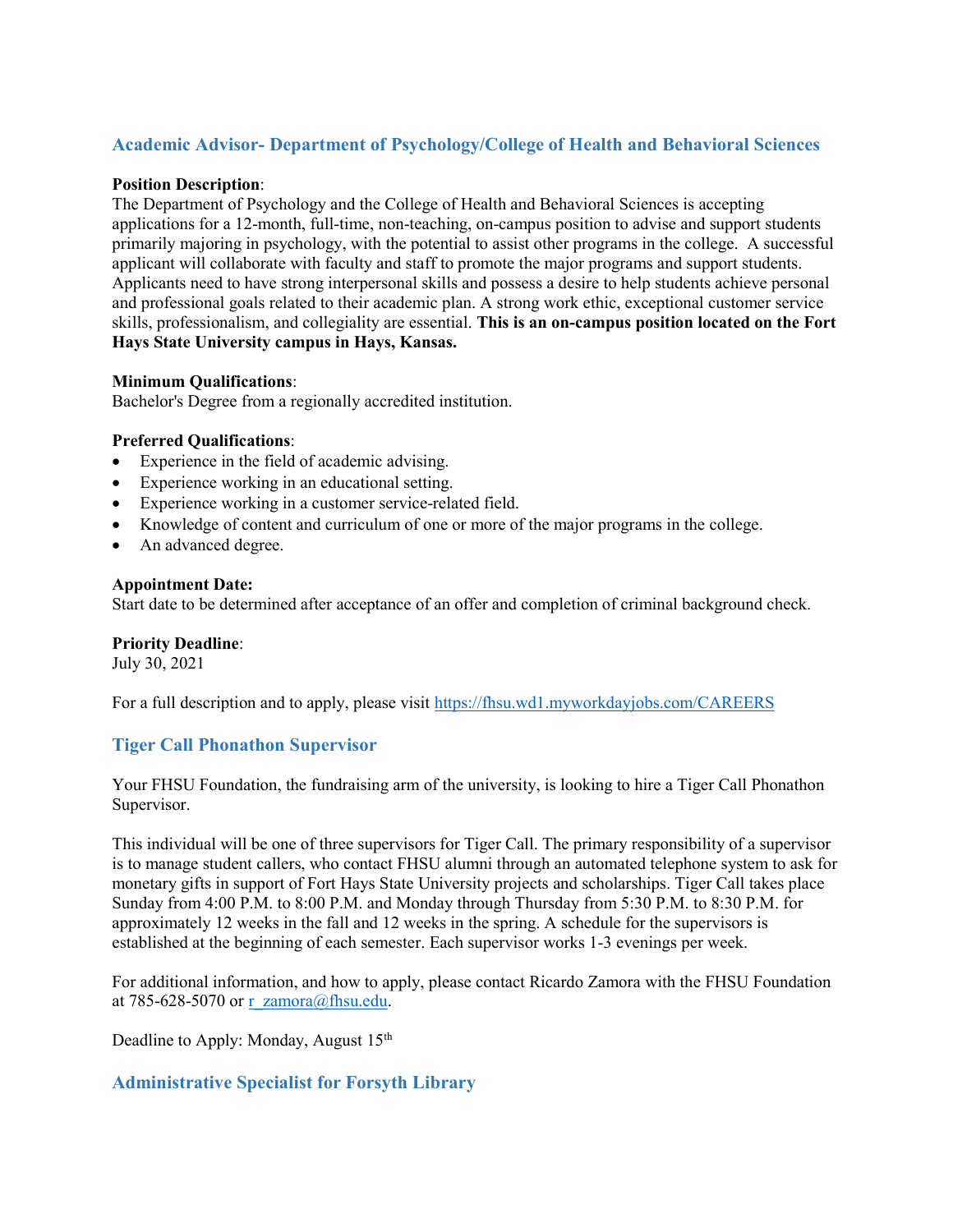## Academic Advisor- Department of Psychology/College of Health and Behavioral Sciences

**Position Description**:
The Department of Psychology and the College of Health and Behavioral Sciences is accepting applications for a 12-month, full-time, non-teaching, on-campus position to advise and support students primarily majoring in psychology, with the potential to assist other programs in the college. A successful applicant will collaborate with faculty and staff to promote the major programs and support students. Applicants need to have strong interpersonal skills and possess a desire to help students achieve personal and professional goals related to their academic plan. A strong work ethic, exceptional customer service skills, professionalism, and collegiality are essential. **This is an on-campus position located on the Fort Hays State University campus in Hays, Kansas.**

**Minimum Qualifications**:
Bachelor's Degree from a regionally accredited institution.

**Preferred Qualifications**:

- Experience in the field of academic advising.
- Experience working in an educational setting.
- Experience working in a customer service-related field.
- Knowledge of content and curriculum of one or more of the major programs in the college.
- An advanced degree.

**Appointment Date:**
Start date to be determined after acceptance of an offer and completion of criminal background check.

**Priority Deadline**:
July 30, 2021

For a full description and to apply, please visit https://fhsu.wd1.myworkdayjobs.com/CAREERS

## Tiger Call Phonathon Supervisor

Your FHSU Foundation, the fundraising arm of the university, is looking to hire a Tiger Call Phonathon Supervisor.

This individual will be one of three supervisors for Tiger Call. The primary responsibility of a supervisor is to manage student callers, who contact FHSU alumni through an automated telephone system to ask for monetary gifts in support of Fort Hays State University projects and scholarships. Tiger Call takes place Sunday from 4:00 P.M. to 8:00 P.M. and Monday through Thursday from 5:30 P.M. to 8:30 P.M. for approximately 12 weeks in the fall and 12 weeks in the spring. A schedule for the supervisors is established at the beginning of each semester. Each supervisor works 1-3 evenings per week.

For additional information, and how to apply, please contact Ricardo Zamora with the FHSU Foundation at 785-628-5070 or r_zamora@fhsu.edu.

Deadline to Apply: Monday, August 15th

## Administrative Specialist for Forsyth Library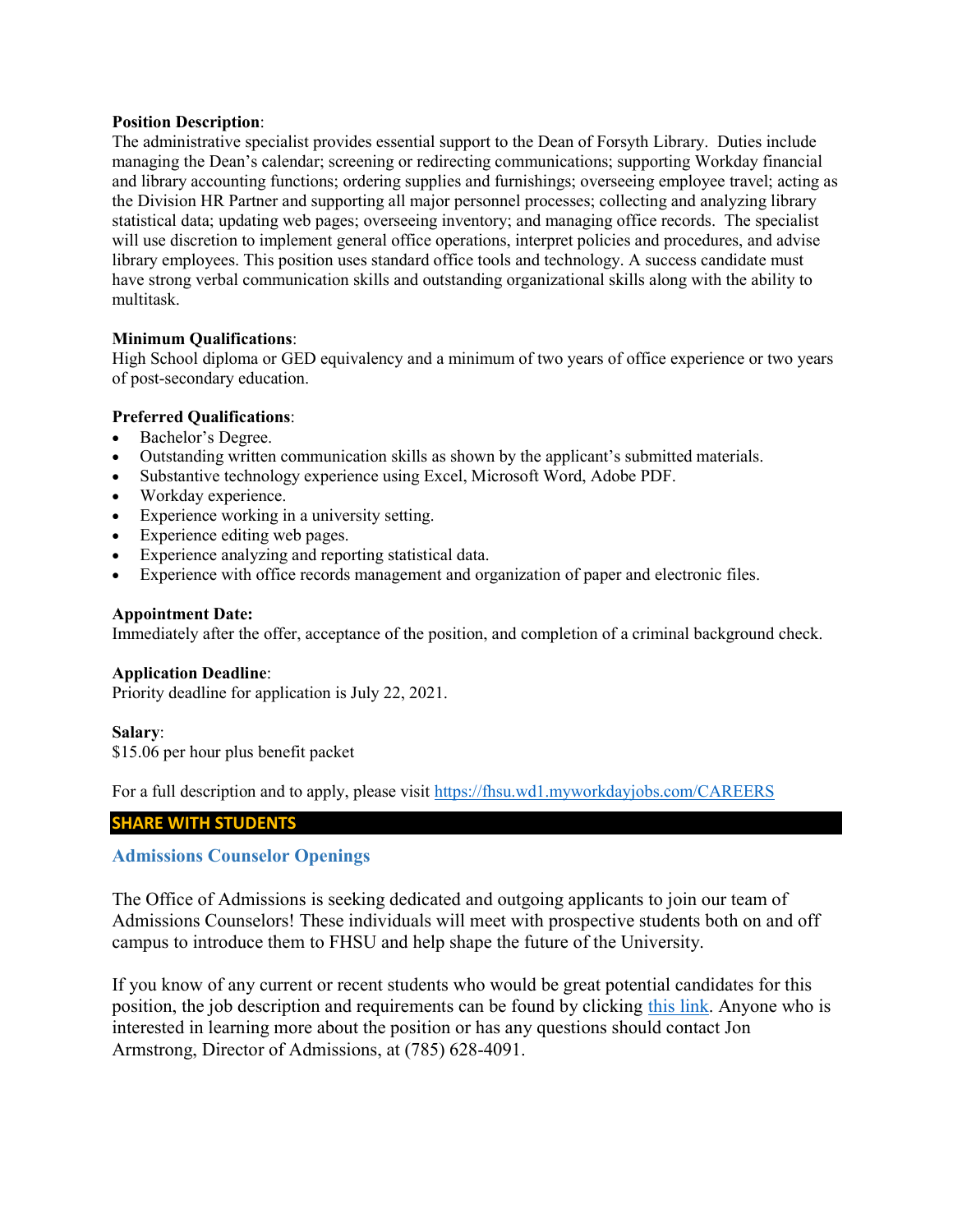**Position Description**:
The administrative specialist provides essential support to the Dean of Forsyth Library. Duties include managing the Dean's calendar; screening or redirecting communications; supporting Workday financial and library accounting functions; ordering supplies and furnishings; overseeing employee travel; acting as the Division HR Partner and supporting all major personnel processes; collecting and analyzing library statistical data; updating web pages; overseeing inventory; and managing office records. The specialist will use discretion to implement general office operations, interpret policies and procedures, and advise library employees. This position uses standard office tools and technology. A success candidate must have strong verbal communication skills and outstanding organizational skills along with the ability to multitask.

**Minimum Qualifications**:
High School diploma or GED equivalency and a minimum of two years of office experience or two years of post-secondary education.

**Preferred Qualifications**:
- Bachelor's Degree.
- Outstanding written communication skills as shown by the applicant's submitted materials.
- Substantive technology experience using Excel, Microsoft Word, Adobe PDF.
- Workday experience.
- Experience working in a university setting.
- Experience editing web pages.
- Experience analyzing and reporting statistical data.
- Experience with office records management and organization of paper and electronic files.

**Appointment Date:**
Immediately after the offer, acceptance of the position, and completion of a criminal background check.

**Application Deadline**:
Priority deadline for application is July 22, 2021.

**Salary**:
$15.06 per hour plus benefit packet

For a full description and to apply, please visit https://fhsu.wd1.myworkdayjobs.com/CAREERS

## SHARE WITH STUDENTS

### Admissions Counselor Openings

The Office of Admissions is seeking dedicated and outgoing applicants to join our team of Admissions Counselors! These individuals will meet with prospective students both on and off campus to introduce them to FHSU and help shape the future of the University.

If you know of any current or recent students who would be great potential candidates for this position, the job description and requirements can be found by clicking this link. Anyone who is interested in learning more about the position or has any questions should contact Jon Armstrong, Director of Admissions, at (785) 628-4091.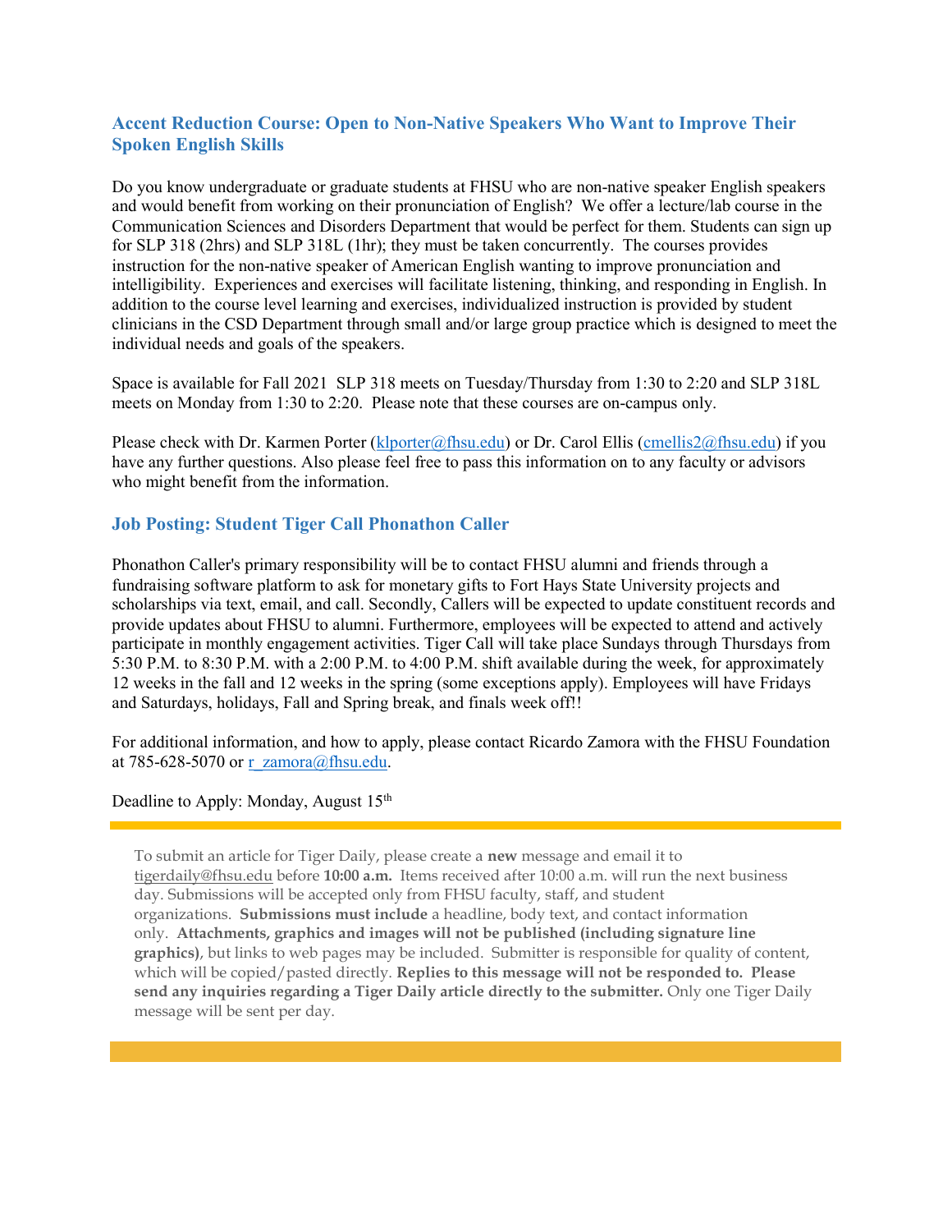## Accent Reduction Course: Open to Non-Native Speakers Who Want to Improve Their Spoken English Skills

Do you know undergraduate or graduate students at FHSU who are non-native speaker English speakers and would benefit from working on their pronunciation of English? We offer a lecture/lab course in the Communication Sciences and Disorders Department that would be perfect for them. Students can sign up for SLP 318 (2hrs) and SLP 318L (1hr); they must be taken concurrently. The courses provides instruction for the non-native speaker of American English wanting to improve pronunciation and intelligibility. Experiences and exercises will facilitate listening, thinking, and responding in English. In addition to the course level learning and exercises, individualized instruction is provided by student clinicians in the CSD Department through small and/or large group practice which is designed to meet the individual needs and goals of the speakers.

Space is available for Fall 2021 SLP 318 meets on Tuesday/Thursday from 1:30 to 2:20 and SLP 318L meets on Monday from 1:30 to 2:20. Please note that these courses are on-campus only.

Please check with Dr. Karmen Porter (klporter@fhsu.edu) or Dr. Carol Ellis (cmellis2@fhsu.edu) if you have any further questions. Also please feel free to pass this information on to any faculty or advisors who might benefit from the information.

## Job Posting: Student Tiger Call Phonathon Caller

Phonathon Caller's primary responsibility will be to contact FHSU alumni and friends through a fundraising software platform to ask for monetary gifts to Fort Hays State University projects and scholarships via text, email, and call. Secondly, Callers will be expected to update constituent records and provide updates about FHSU to alumni. Furthermore, employees will be expected to attend and actively participate in monthly engagement activities. Tiger Call will take place Sundays through Thursdays from 5:30 P.M. to 8:30 P.M. with a 2:00 P.M. to 4:00 P.M. shift available during the week, for approximately 12 weeks in the fall and 12 weeks in the spring (some exceptions apply). Employees will have Fridays and Saturdays, holidays, Fall and Spring break, and finals week off!!

For additional information, and how to apply, please contact Ricardo Zamora with the FHSU Foundation at 785-628-5070 or r_zamora@fhsu.edu.

Deadline to Apply: Monday, August 15th

---

To submit an article for Tiger Daily, please create a **new** message and email it to tigerdaily@fhsu.edu before **10:00 a.m.** Items received after 10:00 a.m. will run the next business day. Submissions will be accepted only from FHSU faculty, staff, and student organizations. **Submissions must include** a headline, body text, and contact information only. **Attachments, graphics and images will not be published (including signature line graphics)**, but links to web pages may be included. Submitter is responsible for quality of content, which will be copied/pasted directly. **Replies to this message will not be responded to. Please send any inquiries regarding a Tiger Daily article directly to the submitter.** Only one Tiger Daily message will be sent per day.